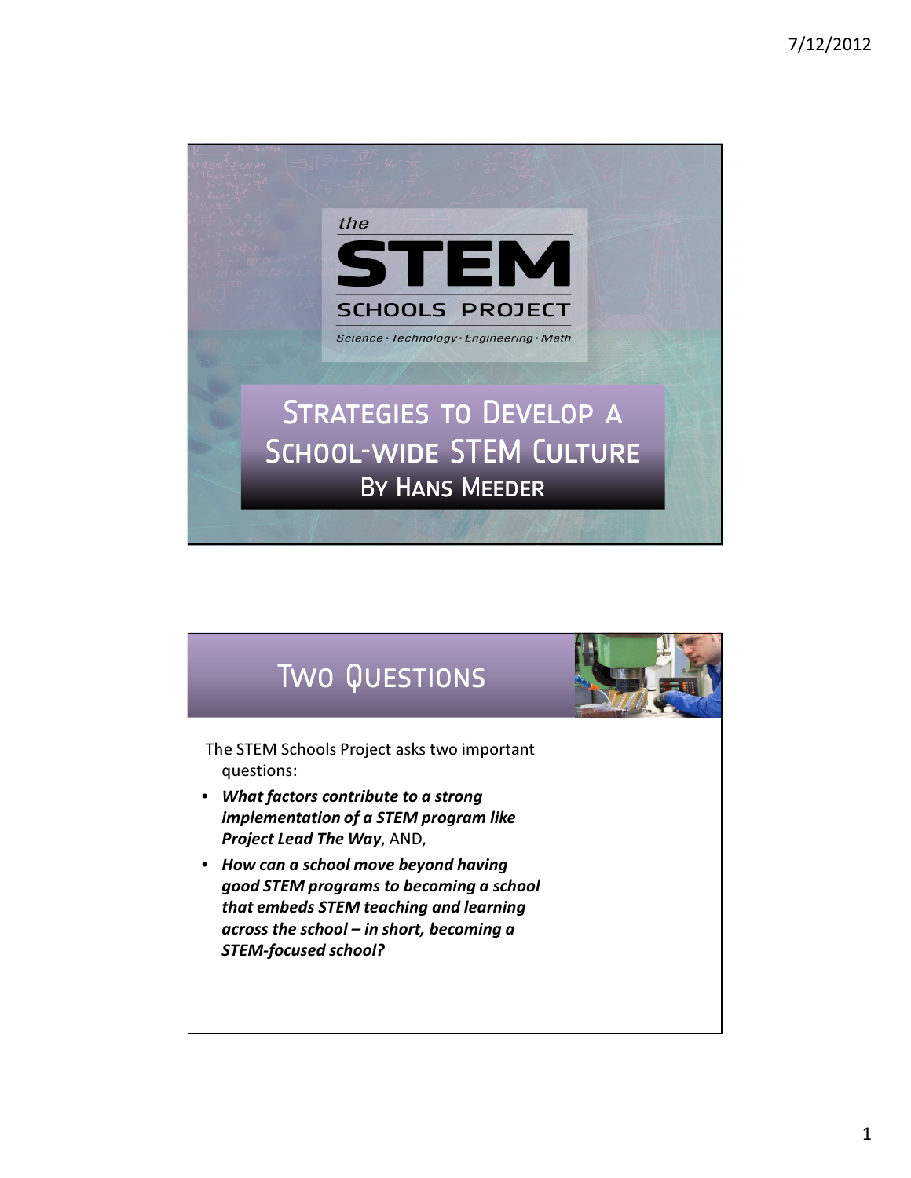# the STEM SCHOOLS PROJECT

Science · Technology · Engineering · Math

## Strategies to Develop a School-wide STEM Culture

By Hans Meeder

## Two Questions

The STEM Schools Project asks two important questions:

- ***What factors contribute to a strong implementation of a STEM program like Project Lead The Way***, AND,
- ***How can a school move beyond having good STEM programs to becoming a school that embeds STEM teaching and learning across the school – in short, becoming a STEM-focused school?***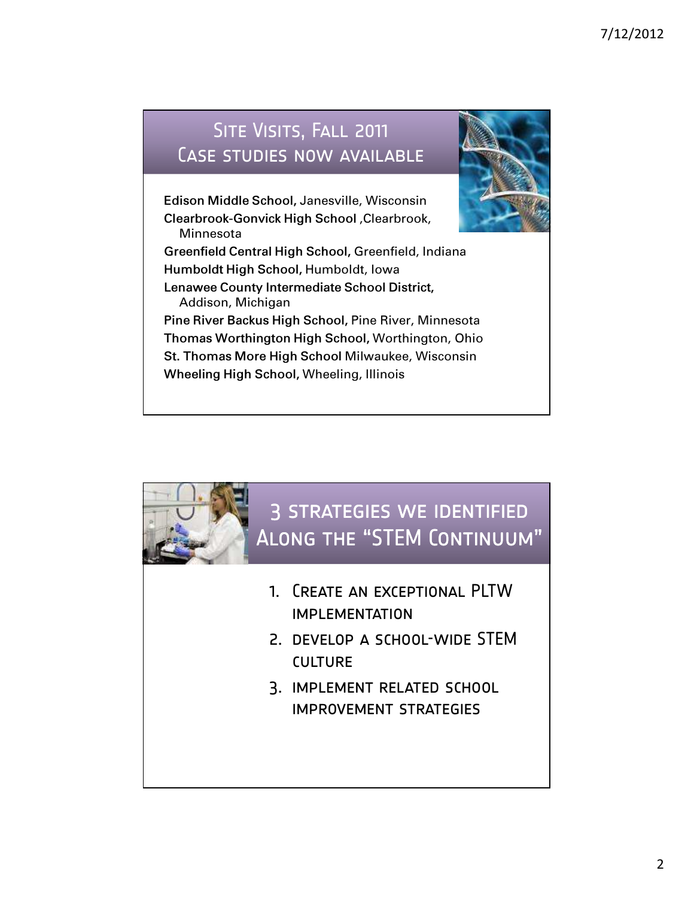## Site Visits, Fall 2011
## Case studies now available

**Edison Middle School,** Janesville, Wisconsin
**Clearbrook-Gonvick High School** ,Clearbrook, Minnesota
**Greenfield Central High School,** Greenfield, Indiana
**Humboldt High School,** Humboldt, Iowa
**Lenawee County Intermediate School District,** Addison, Michigan
**Pine River Backus High School,** Pine River, Minnesota
**Thomas Worthington High School,** Worthington, Ohio
**St. Thomas More High School** Milwaukee, Wisconsin
**Wheeling High School,** Wheeling, Illinois

## 3 strategies we identified Along the "STEM Continuum"

1. Create an exceptional PLTW implementation
2. develop a school-wide STEM culture
3. implement related school improvement strategies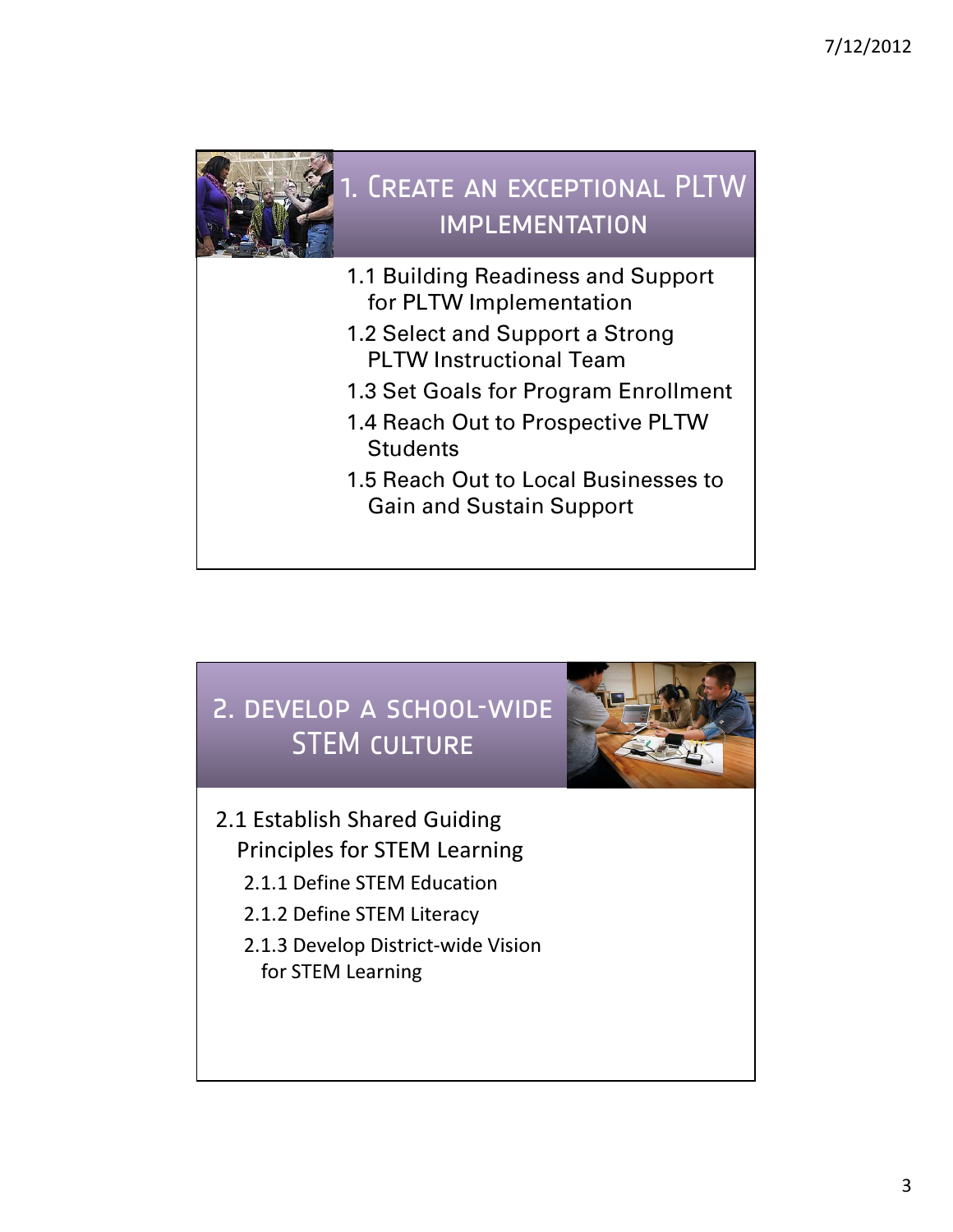## 1. Create an exceptional PLTW implementation

- 1.1 Building Readiness and Support for PLTW Implementation
- 1.2 Select and Support a Strong PLTW Instructional Team
- 1.3 Set Goals for Program Enrollment
- 1.4 Reach Out to Prospective PLTW Students
- 1.5 Reach Out to Local Businesses to Gain and Sustain Support

## 2. develop a school-wide STEM culture

- 2.1 Establish Shared Guiding Principles for STEM Learning
  - 2.1.1 Define STEM Education
  - 2.1.2 Define STEM Literacy
  - 2.1.3 Develop District-wide Vision for STEM Learning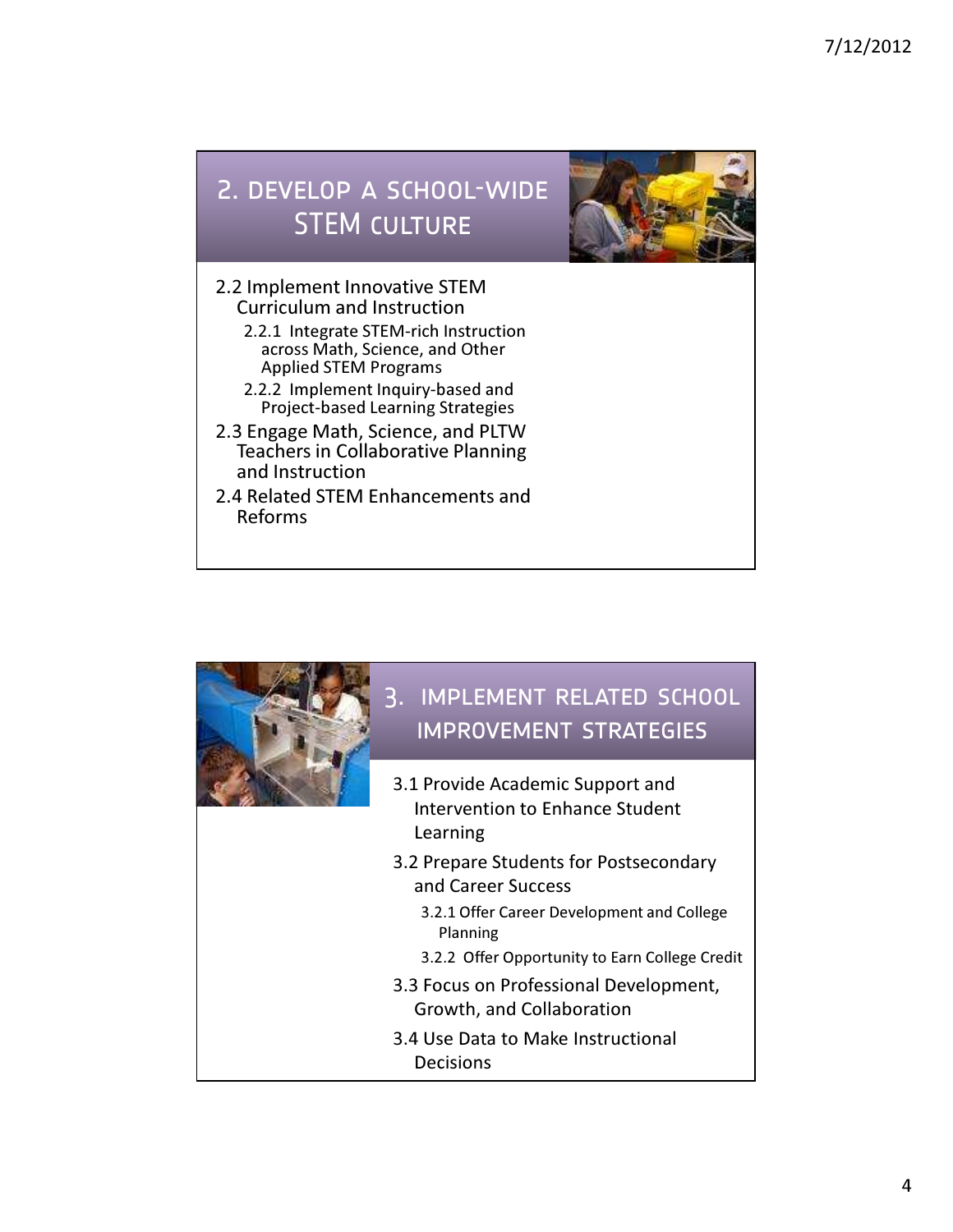## 2. Develop a School-wide STEM Culture

- 2.2 Implement Innovative STEM Curriculum and Instruction
  - 2.2.1 Integrate STEM-rich Instruction across Math, Science, and Other Applied STEM Programs
  - 2.2.2 Implement Inquiry-based and Project-based Learning Strategies
- 2.3 Engage Math, Science, and PLTW Teachers in Collaborative Planning and Instruction
- 2.4 Related STEM Enhancements and Reforms

## 3. Implement Related School Improvement Strategies

- 3.1 Provide Academic Support and Intervention to Enhance Student Learning
- 3.2 Prepare Students for Postsecondary and Career Success
  - 3.2.1 Offer Career Development and College Planning
  - 3.2.2 Offer Opportunity to Earn College Credit
- 3.3 Focus on Professional Development, Growth, and Collaboration
- 3.4 Use Data to Make Instructional Decisions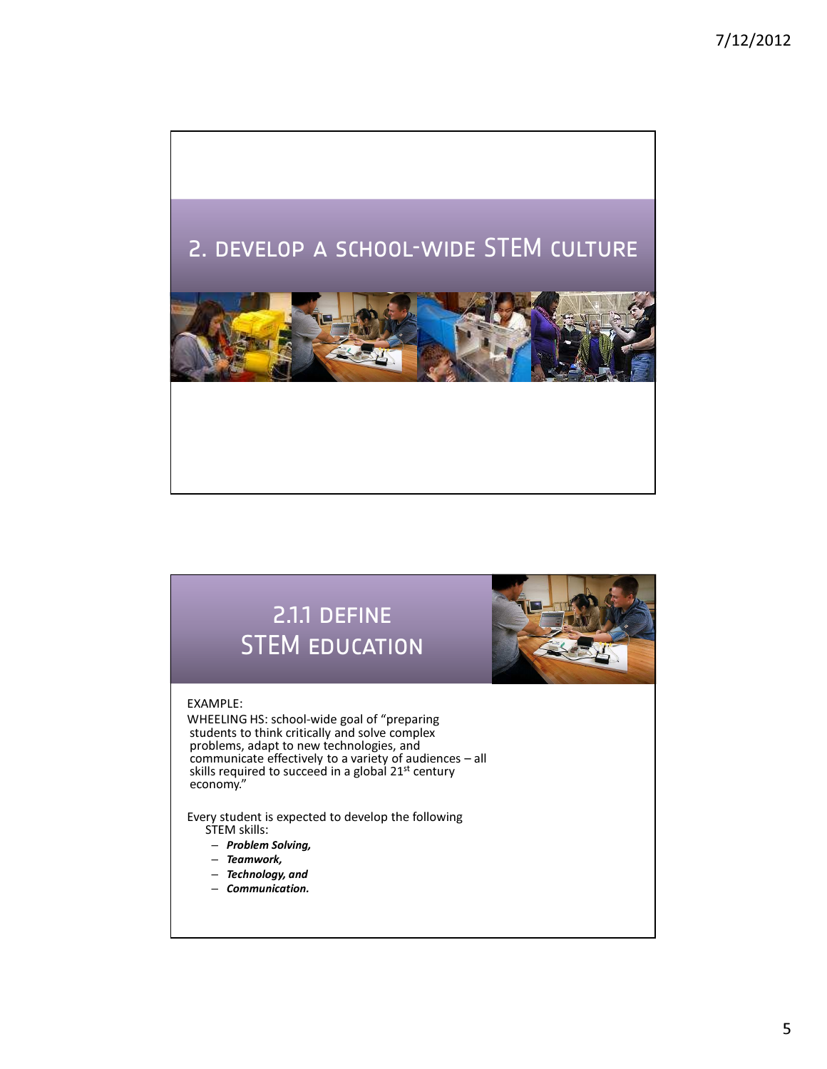# 2. DEVELOP A SCHOOL-WIDE STEM CULTURE

## 2.1.1 DEFINE STEM EDUCATION

EXAMPLE:

WHEELING HS: school-wide goal of "preparing students to think critically and solve complex problems, adapt to new technologies, and communicate effectively to a variety of audiences – all skills required to succeed in a global 21st century economy."

Every student is expected to develop the following STEM skills:

- ***Problem Solving,***
- ***Teamwork,***
- ***Technology, and***
- ***Communication.***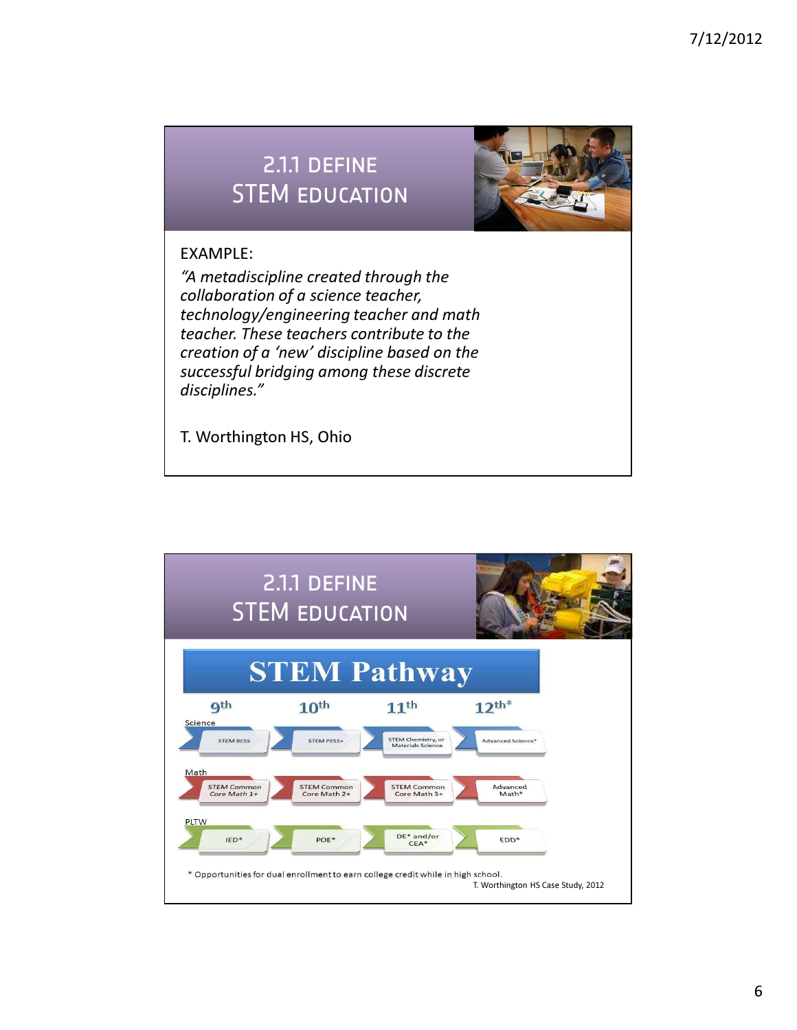## 2.1.1 DEFINE STEM EDUCATION

EXAMPLE:

*"A metadiscipline created through the collaboration of a science teacher, technology/engineering teacher and math teacher. These teachers contribute to the creation of a 'new' discipline based on the successful bridging among these discrete disciplines."*

T. Worthington HS, Ohio

## 2.1.1 DEFINE STEM EDUCATION

### STEM Pathway

| | 9th | 10th | 11th | 12th* |
|---|---|---|---|---|
| Science | STEM BESS | STEM PESS+ | STEM Chemistry, or Materials Science | Advanced Science* |
| Math | STEM Common Core Math 1+ | STEM Common Core Math 2+ | STEM Common Core Math 3+ | Advanced Math* |
| PLTW | IED* | POE* | DE* and/or CEA* | EDD* |

* Opportunities for dual enrollment to earn college credit while in high school.

T. Worthington HS Case Study, 2012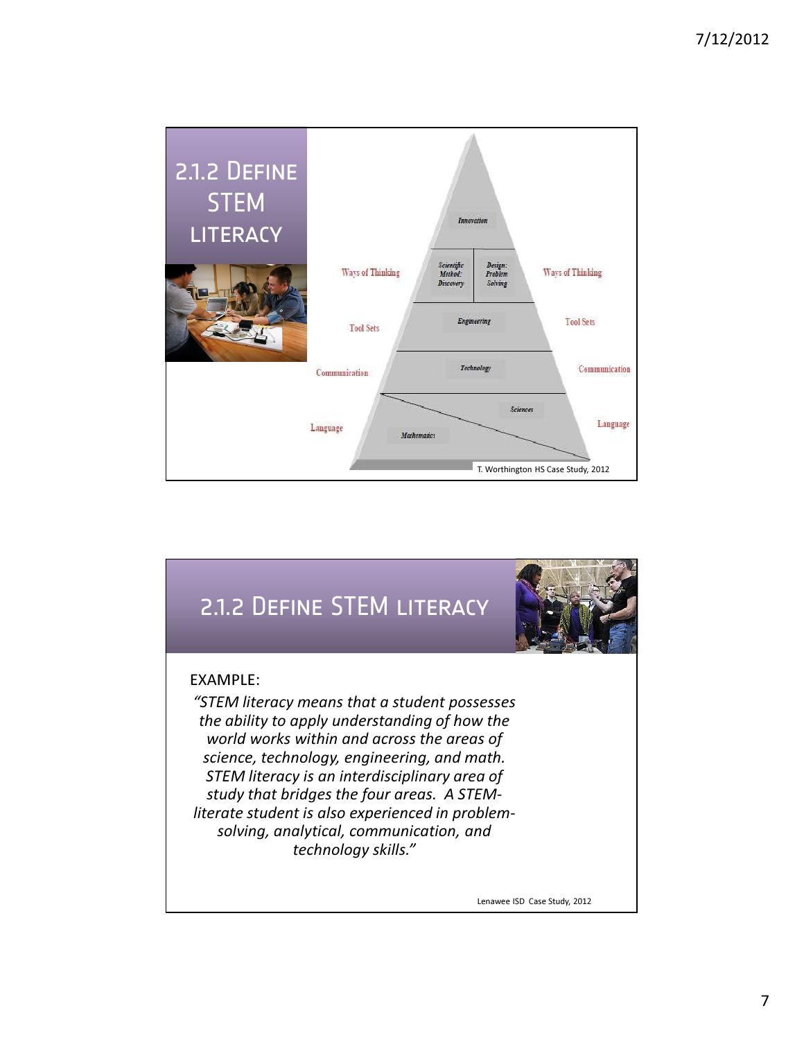# 2.1.2 Define STEM literacy

Innovation

| Scientific Method: Discovery | Design: Problem Solving |
| --- | --- |

Ways of Thinking | Ways of Thinking

Engineering

Tool Sets | Tool Sets

Technology

Communication | Communication

Sciences

Mathematics

Language | Language

T. Worthington HS Case Study, 2012

# 2.1.2 Define STEM literacy

EXAMPLE:

*"STEM literacy means that a student possesses the ability to apply understanding of how the world works within and across the areas of science, technology, engineering, and math. STEM literacy is an interdisciplinary area of study that bridges the four areas. A STEM-literate student is also experienced in problem-solving, analytical, communication, and technology skills."*

Lenawee ISD Case Study, 2012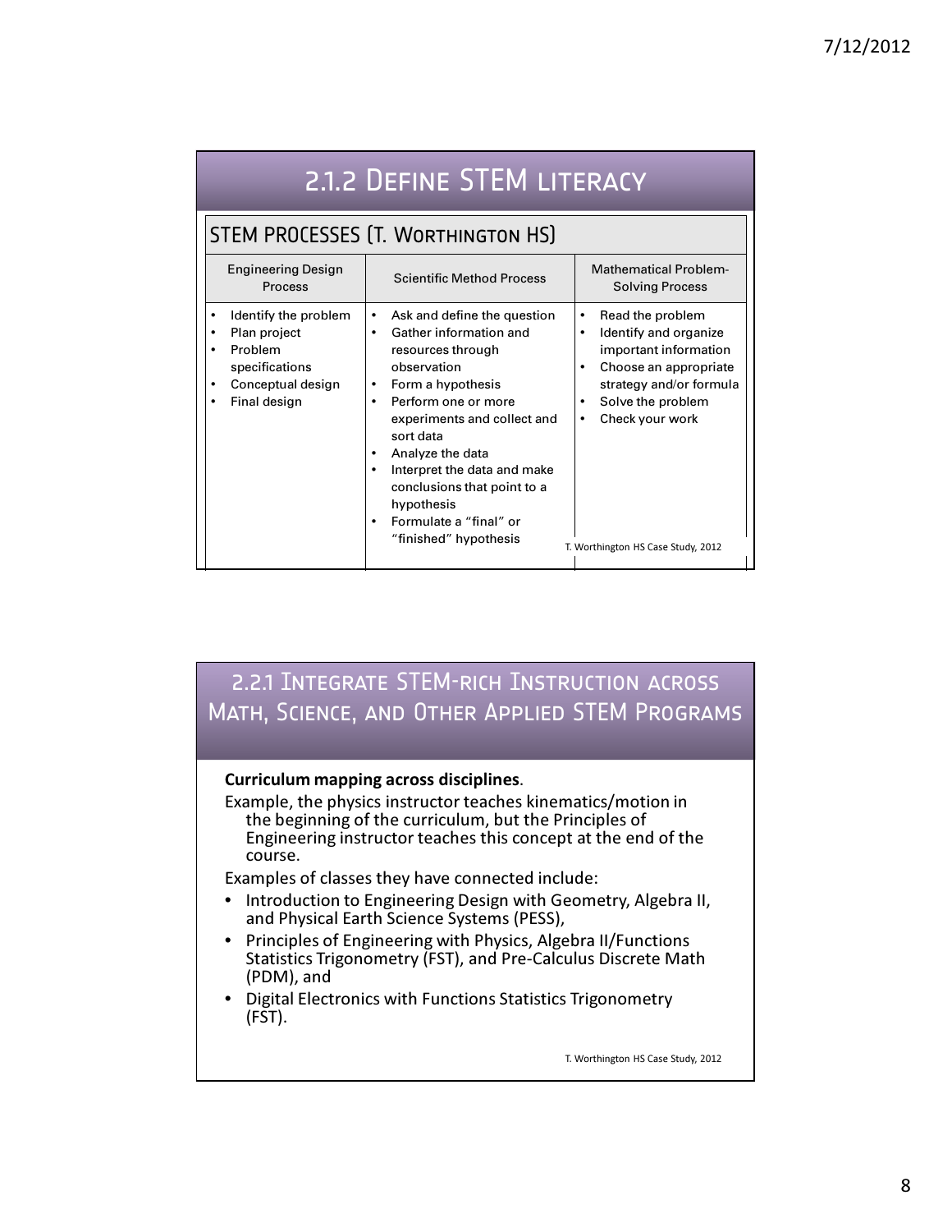## 2.1.2 Define STEM literacy

### STEM Processes (T. Worthington HS)

| Engineering Design Process | Scientific Method Process | Mathematical Problem-Solving Process |
|---|---|---|
| • Identify the problem<br>• Plan project<br>• Problem specifications<br>• Conceptual design<br>• Final design | • Ask and define the question<br>• Gather information and resources through observation<br>• Form a hypothesis<br>• Perform one or more experiments and collect and sort data<br>• Analyze the data<br>• Interpret the data and make conclusions that point to a hypothesis<br>• Formulate a "final" or "finished" hypothesis | • Read the problem<br>• Identify and organize important information<br>• Choose an appropriate strategy and/or formula<br>• Solve the problem<br>• Check your work |

T. Worthington HS Case Study, 2012

## 2.2.1 Integrate STEM-rich Instruction across Math, Science, and Other Applied STEM Programs

**Curriculum mapping across disciplines**.

Example, the physics instructor teaches kinematics/motion in the beginning of the curriculum, but the Principles of Engineering instructor teaches this concept at the end of the course.

Examples of classes they have connected include:

- Introduction to Engineering Design with Geometry, Algebra II, and Physical Earth Science Systems (PESS),
- Principles of Engineering with Physics, Algebra II/Functions Statistics Trigonometry (FST), and Pre-Calculus Discrete Math (PDM), and
- Digital Electronics with Functions Statistics Trigonometry (FST).

T. Worthington HS Case Study, 2012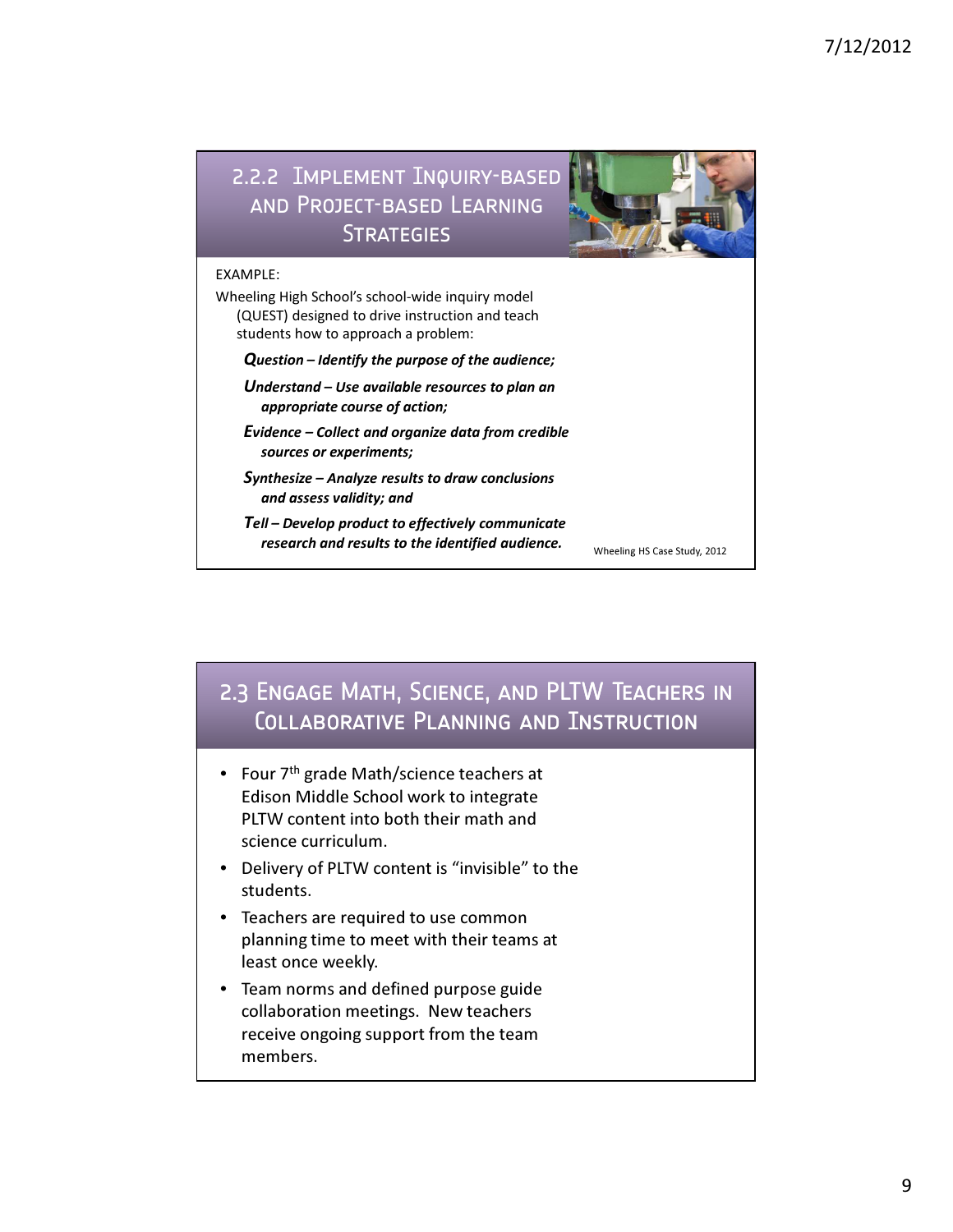## 2.2.2 Implement Inquiry-based and Project-based Learning Strategies

EXAMPLE:

Wheeling High School's school-wide inquiry model (QUEST) designed to drive instruction and teach students how to approach a problem:

- ***Q**uestion – Identify the purpose of the audience;*
- ***U**nderstand – Use available resources to plan an appropriate course of action;*
- ***E**vidence – Collect and organize data from credible sources or experiments;*
- ***S**ynthesize – Analyze results to draw conclusions and assess validity; and*
- ***T**ell – Develop product to effectively communicate research and results to the identified audience.*

Wheeling HS Case Study, 2012

## 2.3 Engage Math, Science, and PLTW Teachers in Collaborative Planning and Instruction

- Four 7th grade Math/science teachers at Edison Middle School work to integrate PLTW content into both their math and science curriculum.
- Delivery of PLTW content is "invisible" to the students.
- Teachers are required to use common planning time to meet with their teams at least once weekly.
- Team norms and defined purpose guide collaboration meetings. New teachers receive ongoing support from the team members.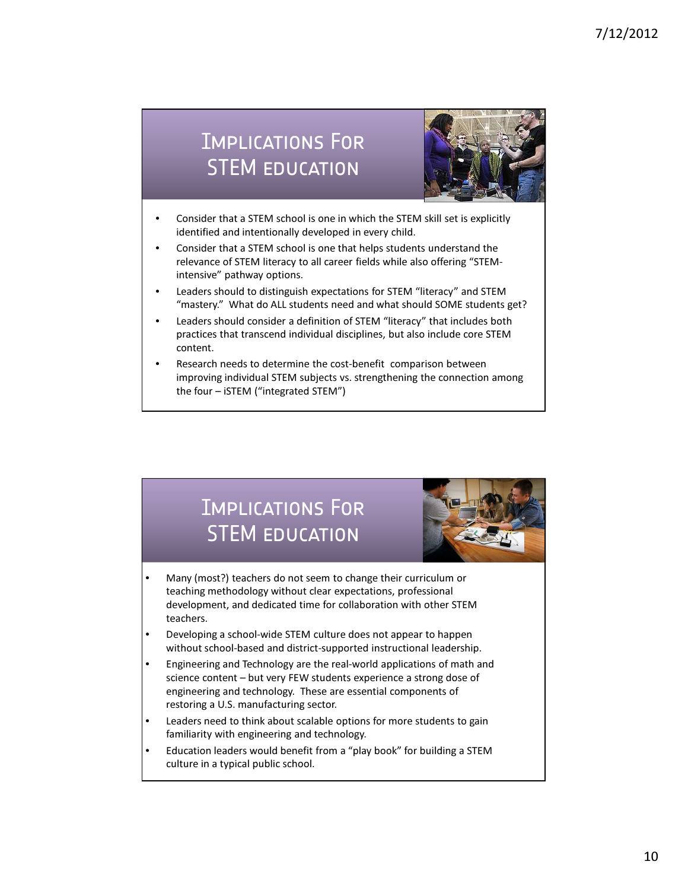## Implications For STEM education

- Consider that a STEM school is one in which the STEM skill set is explicitly identified and intentionally developed in every child.
- Consider that a STEM school is one that helps students understand the relevance of STEM literacy to all career fields while also offering "STEM-intensive" pathway options.
- Leaders should to distinguish expectations for STEM "literacy" and STEM "mastery." What do ALL students need and what should SOME students get?
- Leaders should consider a definition of STEM "literacy" that includes both practices that transcend individual disciplines, but also include core STEM content.
- Research needs to determine the cost-benefit comparison between improving individual STEM subjects vs. strengthening the connection among the four – iSTEM ("integrated STEM")

## Implications For STEM education

- Many (most?) teachers do not seem to change their curriculum or teaching methodology without clear expectations, professional development, and dedicated time for collaboration with other STEM teachers.
- Developing a school-wide STEM culture does not appear to happen without school-based and district-supported instructional leadership.
- Engineering and Technology are the real-world applications of math and science content – but very FEW students experience a strong dose of engineering and technology. These are essential components of restoring a U.S. manufacturing sector.
- Leaders need to think about scalable options for more students to gain familiarity with engineering and technology.
- Education leaders would benefit from a "play book" for building a STEM culture in a typical public school.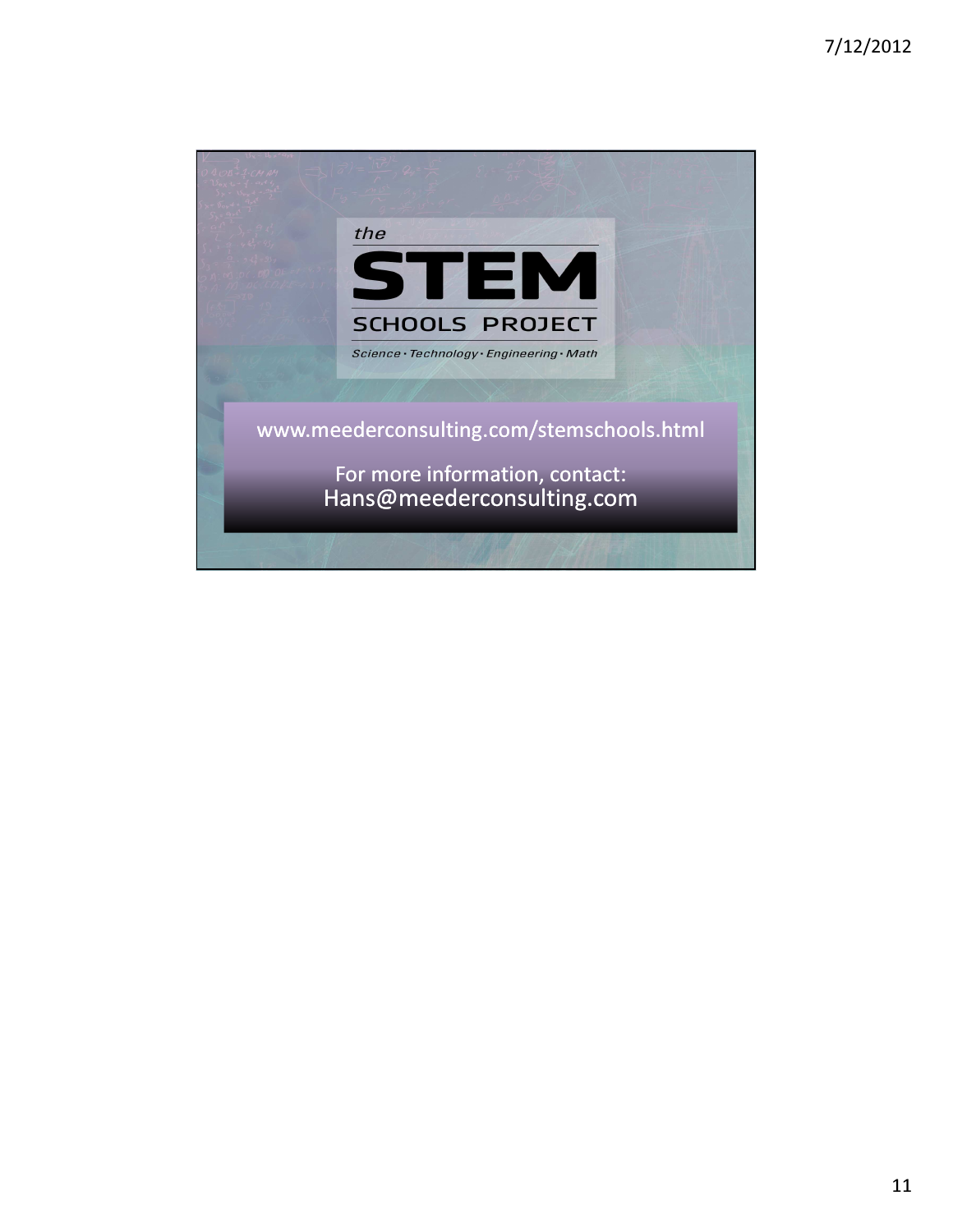*the*

# STEM

SCHOOLS PROJECT

*Science · Technology · Engineering · Math*

www.meederconsulting.com/stemschools.html

For more information, contact:
Hans@meederconsulting.com